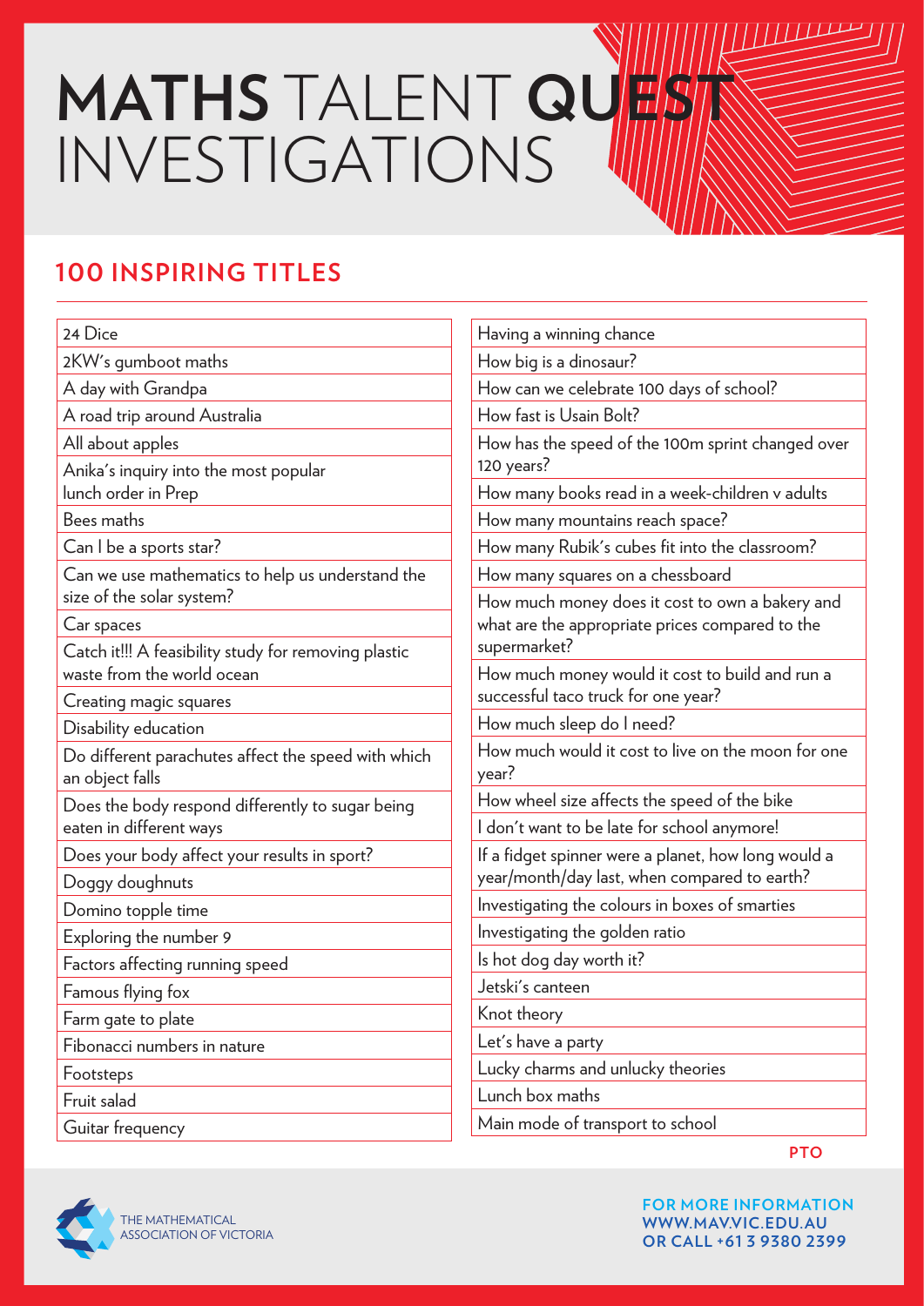# MATHS TALENT QUEST INVESTIGATIONS

## 100 INSPIRING TITLES

| |
|---|
| 24 Dice |
| 2KW's gumboot maths |
| A day with Grandpa |
| A road trip around Australia |
| All about apples |
| Anika's inquiry into the most popular lunch order in Prep |
| Bees maths |
| Can I be a sports star? |
| Can we use mathematics to help us understand the size of the solar system? |
| Car spaces |
| Catch it!!! A feasibility study for removing plastic waste from the world ocean |
| Creating magic squares |
| Disability education |
| Do different parachutes affect the speed with which an object falls |
| Does the body respond differently to sugar being eaten in different ways |
| Does your body affect your results in sport? |
| Doggy doughnuts |
| Domino topple time |
| Exploring the number 9 |
| Factors affecting running speed |
| Famous flying fox |
| Farm gate to plate |
| Fibonacci numbers in nature |
| Footsteps |
| Fruit salad |
| Guitar frequency |
| Having a winning chance |
| How big is a dinosaur? |
| How can we celebrate 100 days of school? |
| How fast is Usain Bolt? |
| How has the speed of the 100m sprint changed over 120 years? |
| How many books read in a week-children v adults |
| How many mountains reach space? |
| How many Rubik's cubes fit into the classroom? |
| How many squares on a chessboard |
| How much money does it cost to own a bakery and what are the appropriate prices compared to the supermarket? |
| How much money would it cost to build and run a successful taco truck for one year? |
| How much sleep do I need? |
| How much would it cost to live on the moon for one year? |
| How wheel size affects the speed of the bike |
| I don't want to be late for school anymore! |
| If a fidget spinner were a planet, how long would a year/month/day last, when compared to earth? |
| Investigating the colours in boxes of smarties |
| Investigating the golden ratio |
| Is hot dog day worth it? |
| Jetski's canteen |
| Knot theory |
| Let's have a party |
| Lucky charms and unlucky theories |
| Lunch box maths |
| Main mode of transport to school |

PTO

THE MATHEMATICAL ASSOCIATION OF VICTORIA

FOR MORE INFORMATION
WWW.MAV.VIC.EDU.AU
OR CALL +61 3 9380 2399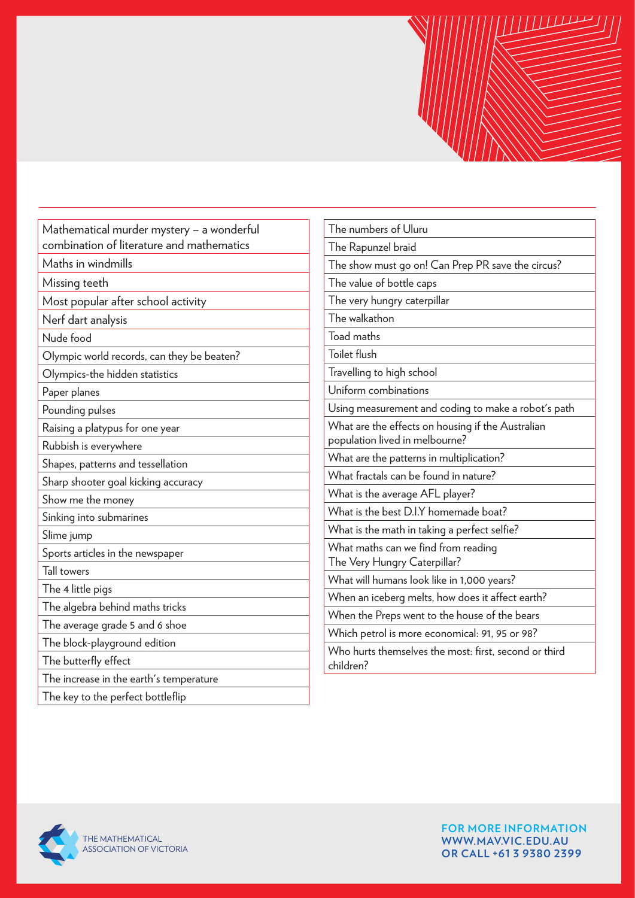| |
|---|
| Mathematical murder mystery – a wonderful combination of literature and mathematics |
| Maths in windmills |
| Missing teeth |
| Most popular after school activity |
| Nerf dart analysis |
| Nude food |
| Olympic world records, can they be beaten? |
| Olympics-the hidden statistics |
| Paper planes |
| Pounding pulses |
| Raising a platypus for one year |
| Rubbish is everywhere |
| Shapes, patterns and tessellation |
| Sharp shooter goal kicking accuracy |
| Show me the money |
| Sinking into submarines |
| Slime jump |
| Sports articles in the newspaper |
| Tall towers |
| The 4 little pigs |
| The algebra behind maths tricks |
| The average grade 5 and 6 shoe |
| The block-playground edition |
| The butterfly effect |
| The increase in the earth's temperature |
| The key to the perfect bottleflip |

| |
|---|
| The numbers of Uluru |
| The Rapunzel braid |
| The show must go on! Can Prep PR save the circus? |
| The value of bottle caps |
| The very hungry caterpillar |
| The walkathon |
| Toad maths |
| Toilet flush |
| Travelling to high school |
| Uniform combinations |
| Using measurement and coding to make a robot's path |
| What are the effects on housing if the Australian population lived in melbourne? |
| What are the patterns in multiplication? |
| What fractals can be found in nature? |
| What is the average AFL player? |
| What is the best D.I.Y homemade boat? |
| What is the math in taking a perfect selfie? |
| What maths can we find from reading The Very Hungry Caterpillar? |
| What will humans look like in 1,000 years? |
| When an iceberg melts, how does it affect earth? |
| When the Preps went to the house of the bears |
| Which petrol is more economical: 91, 95 or 98? |
| Who hurts themselves the most: first, second or third children? |

THE MATHEMATICAL ASSOCIATION OF VICTORIA

**FOR MORE INFORMATION**
**WWW.MAV.VIC.EDU.AU**
**OR CALL +61 3 9380 2399**